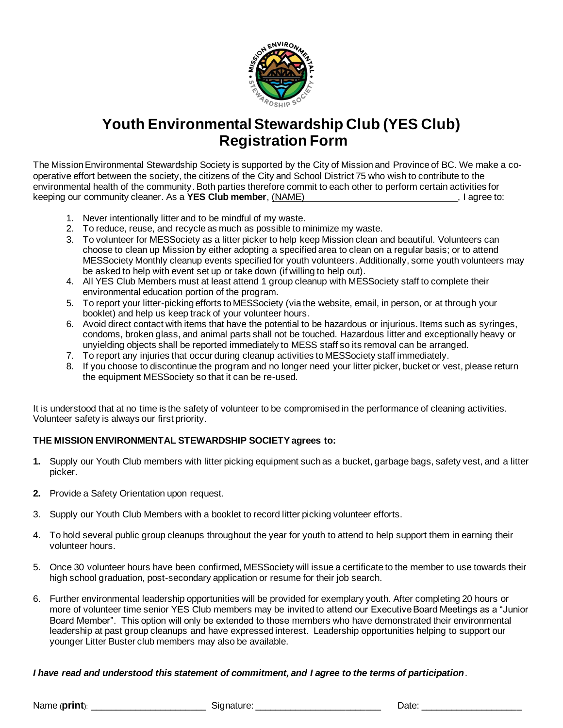# Youth Environmental Stewardship Club (YES Club) Registration Form

The Mission Environmental Stewardship Society is supported by the City of Mission and Province of BC. We make a co-operative effort between the society, the citizens of the City and School District 75 who wish to contribute to the environmental health of the community. Both parties therefore commit to each other to perform certain activities for keeping our community cleaner. As a **YES Club member**, (NAME)______________________________, I agree to:

1. Never intentionally litter and to be mindful of my waste.
2. To reduce, reuse, and recycle as much as possible to minimize my waste.
3. To volunteer for MESSociety as a litter picker to help keep Mission clean and beautiful. Volunteers can choose to clean up Mission by either adopting a specified area to clean on a regular basis; or to attend MESSociety Monthly cleanup events specified for youth volunteers. Additionally, some youth volunteers may be asked to help with event set up or take down (if willing to help out).
4. All YES Club Members must at least attend 1 group cleanup with MESSociety staff to complete their environmental education portion of the program.
5. To report your litter-picking efforts to MESSociety (via the website, email, in person, or at through your booklet) and help us keep track of your volunteer hours.
6. Avoid direct contact with items that have the potential to be hazardous or injurious. Items such as syringes, condoms, broken glass, and animal parts shall not be touched. Hazardous litter and exceptionally heavy or unyielding objects shall be reported immediately to MESS staff so its removal can be arranged.
7. To report any injuries that occur during cleanup activities to MESSociety staff immediately.
8. If you choose to discontinue the program and no longer need your litter picker, bucket or vest, please return the equipment MESSociety so that it can be re-used.

It is understood that at no time is the safety of volunteer to be compromised in the performance of cleaning activities. Volunteer safety is always our first priority.

**THE MISSION ENVIRONMENTAL STEWARDSHIP SOCIETY agrees to:**

1. Supply our Youth Club members with litter picking equipment such as a bucket, garbage bags, safety vest, and a litter picker.
2. Provide a Safety Orientation upon request.
3. Supply our Youth Club Members with a booklet to record litter picking volunteer efforts.
4. To hold several public group cleanups throughout the year for youth to attend to help support them in earning their volunteer hours.
5. Once 30 volunteer hours have been confirmed, MESSociety will issue a certificate to the member to use towards their high school graduation, post-secondary application or resume for their job search.
6. Further environmental leadership opportunities will be provided for exemplary youth. After completing 20 hours or more of volunteer time senior YES Club members may be invited to attend our Executive Board Meetings as a "Junior Board Member". This option will only be extended to those members who have demonstrated their environmental leadership at past group cleanups and have expressed interest. Leadership opportunities helping to support our younger Litter Buster club members may also be available.

***I have read and understood this statement of commitment, and I agree to the terms of participation***.

Name (**print**): ______________________ Signature: ________________________ Date: ___________________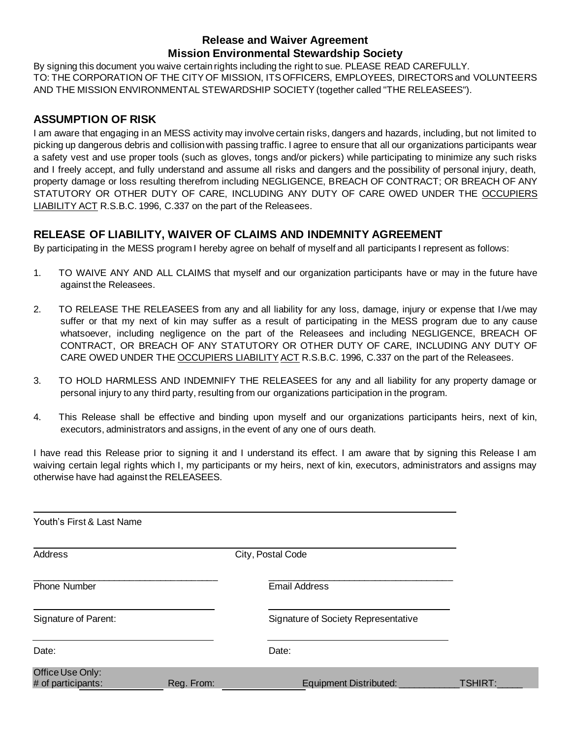## Release and Waiver Agreement
## Mission Environmental Stewardship Society

By signing this document you waive certain rights including the right to sue. PLEASE READ CAREFULLY.
TO: THE CORPORATION OF THE CITY OF MISSION, ITS OFFICERS, EMPLOYEES, DIRECTORS and VOLUNTEERS AND THE MISSION ENVIRONMENTAL STEWARDSHIP SOCIETY (together called "THE RELEASEES").

### ASSUMPTION OF RISK

I am aware that engaging in an MESS activity may involve certain risks, dangers and hazards, including, but not limited to picking up dangerous debris and collision with passing traffic. I agree to ensure that all our organizations participants wear a safety vest and use proper tools (such as gloves, tongs and/or pickers) while participating to minimize any such risks and I freely accept, and fully understand and assume all risks and dangers and the possibility of personal injury, death, property damage or loss resulting therefrom including NEGLIGENCE, BREACH OF CONTRACT; OR BREACH OF ANY STATUTORY OR OTHER DUTY OF CARE, INCLUDING ANY DUTY OF CARE OWED UNDER THE OCCUPIERS LIABILITY ACT R.S.B.C. 1996, C.337 on the part of the Releasees.

### RELEASE OF LIABILITY, WAIVER OF CLAIMS AND INDEMNITY AGREEMENT

By participating in the MESS program I hereby agree on behalf of myself and all participants I represent as follows:

1. TO WAIVE ANY AND ALL CLAIMS that myself and our organization participants have or may in the future have against the Releasees.
2. TO RELEASE THE RELEASEES from any and all liability for any loss, damage, injury or expense that I/we may suffer or that my next of kin may suffer as a result of participating in the MESS program due to any cause whatsoever, including negligence on the part of the Releasees and including NEGLIGENCE, BREACH OF CONTRACT, OR BREACH OF ANY STATUTORY OR OTHER DUTY OF CARE, INCLUDING ANY DUTY OF CARE OWED UNDER THE OCCUPIERS LIABILITY ACT R.S.B.C. 1996, C.337 on the part of the Releasees.
3. TO HOLD HARMLESS AND INDEMNIFY THE RELEASEES for any and all liability for any property damage or personal injury to any third party, resulting from our organizations participation in the program.
4. This Release shall be effective and binding upon myself and our organizations participants heirs, next of kin, executors, administrators and assigns, in the event of any one of ours death.

I have read this Release prior to signing it and I understand its effect. I am aware that by signing this Release I am waiving certain legal rights which I, my participants or my heirs, next of kin, executors, administrators and assigns may otherwise have had against the RELEASEES.

Youth's First & Last Name

Address　　　　City, Postal Code

Phone Number　　　　Email Address

Signature of Parent:　　　　Signature of Society Representative

Date:　　　　Date:

Office Use Only:
\# of participants: ______ Reg. From: ______ Equipment Distributed: ______ TSHIRT: ____